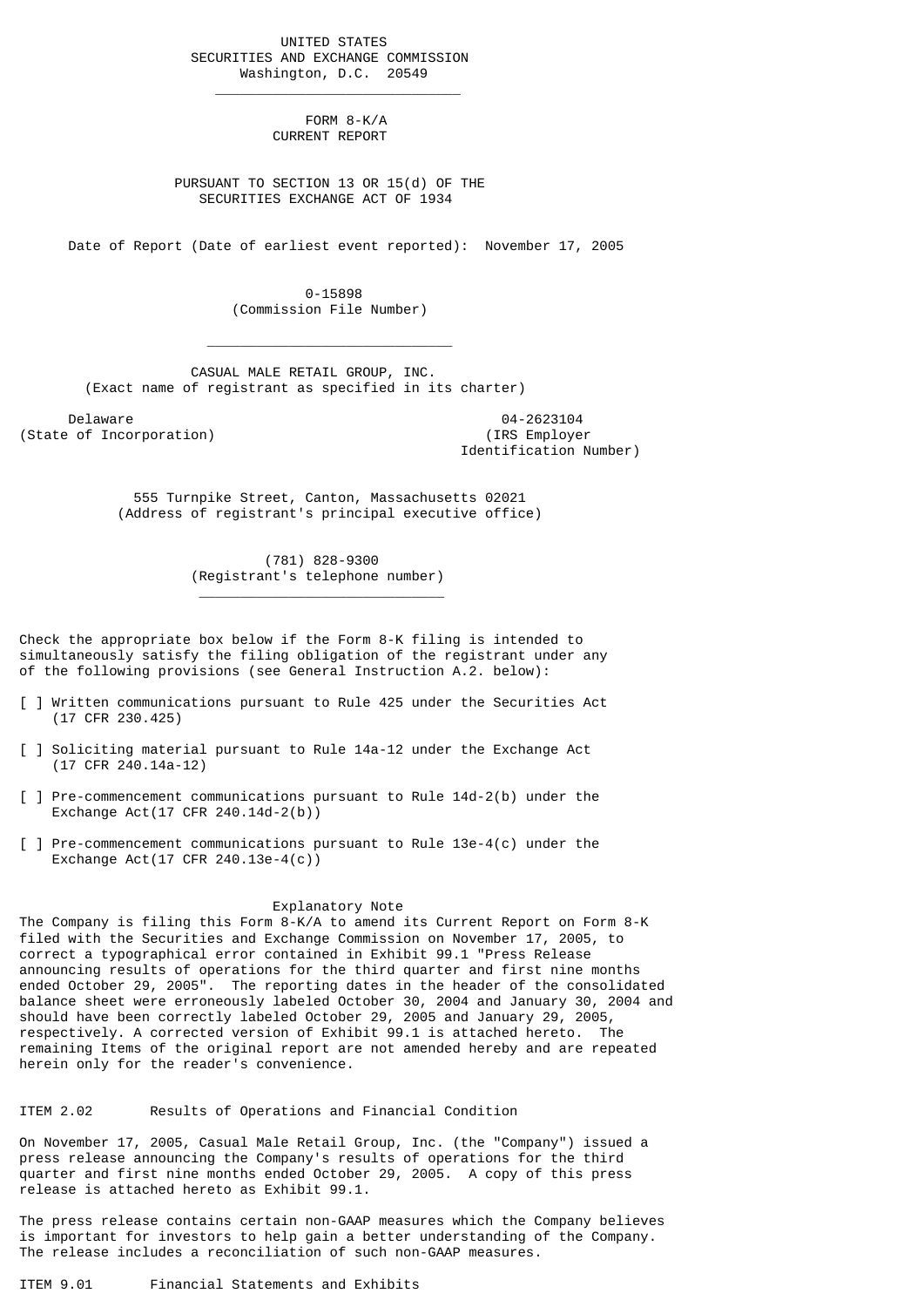UNITED STATES
SECURITIES AND EXCHANGE COMMISSION
Washington, D.C. 20549

---

# FORM 8-K/A
## CURRENT REPORT

PURSUANT TO SECTION 13 OR 15(d) OF THE
SECURITIES EXCHANGE ACT OF 1934

Date of Report (Date of earliest event reported): November 17, 2005

0-15898
(Commission File Number)

---

CASUAL MALE RETAIL GROUP, INC.
(Exact name of registrant as specified in its charter)

| Delaware | 04-2623104 |
|---|---|
| (State of Incorporation) | (IRS Employer Identification Number) |

555 Turnpike Street, Canton, Massachusetts 02021
(Address of registrant's principal executive office)

(781) 828-9300
(Registrant's telephone number)

---

Check the appropriate box below if the Form 8-K filing is intended to simultaneously satisfy the filing obligation of the registrant under any of the following provisions (see General Instruction A.2. below):

[ ] Written communications pursuant to Rule 425 under the Securities Act (17 CFR 230.425)

[ ] Soliciting material pursuant to Rule 14a-12 under the Exchange Act (17 CFR 240.14a-12)

[ ] Pre-commencement communications pursuant to Rule 14d-2(b) under the Exchange Act(17 CFR 240.14d-2(b))

[ ] Pre-commencement communications pursuant to Rule 13e-4(c) under the Exchange Act(17 CFR 240.13e-4(c))

### Explanatory Note

The Company is filing this Form 8-K/A to amend its Current Report on Form 8-K filed with the Securities and Exchange Commission on November 17, 2005, to correct a typographical error contained in Exhibit 99.1 "Press Release announcing results of operations for the third quarter and first nine months ended October 29, 2005". The reporting dates in the header of the consolidated balance sheet were erroneously labeled October 30, 2004 and January 30, 2004 and should have been correctly labeled October 29, 2005 and January 29, 2005, respectively. A corrected version of Exhibit 99.1 is attached hereto. The remaining Items of the original report are not amended hereby and are repeated herein only for the reader's convenience.

### ITEM 2.02 Results of Operations and Financial Condition

On November 17, 2005, Casual Male Retail Group, Inc. (the "Company") issued a press release announcing the Company's results of operations for the third quarter and first nine months ended October 29, 2005. A copy of this press release is attached hereto as Exhibit 99.1.

The press release contains certain non-GAAP measures which the Company believes is important for investors to help gain a better understanding of the Company. The release includes a reconciliation of such non-GAAP measures.

### ITEM 9.01 Financial Statements and Exhibits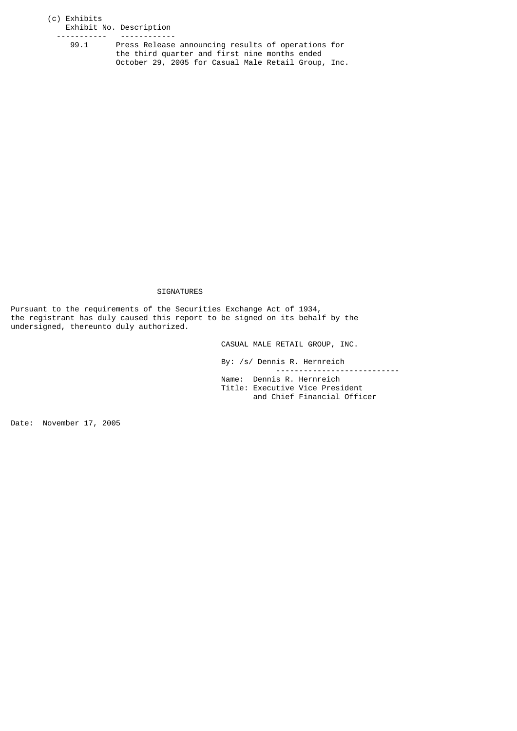(c) Exhibits

| Exhibit No. | Description |
| --- | --- |
| 99.1 | Press Release announcing results of operations for the third quarter and first nine months ended October 29, 2005 for Casual Male Retail Group, Inc. |

## SIGNATURES

Pursuant to the requirements of the Securities Exchange Act of 1934, the registrant has duly caused this report to be signed on its behalf by the undersigned, thereunto duly authorized.

CASUAL MALE RETAIL GROUP, INC.

By: /s/ Dennis R. Hernreich

Name: Dennis R. Hernreich
Title: Executive Vice President and Chief Financial Officer

Date: November 17, 2005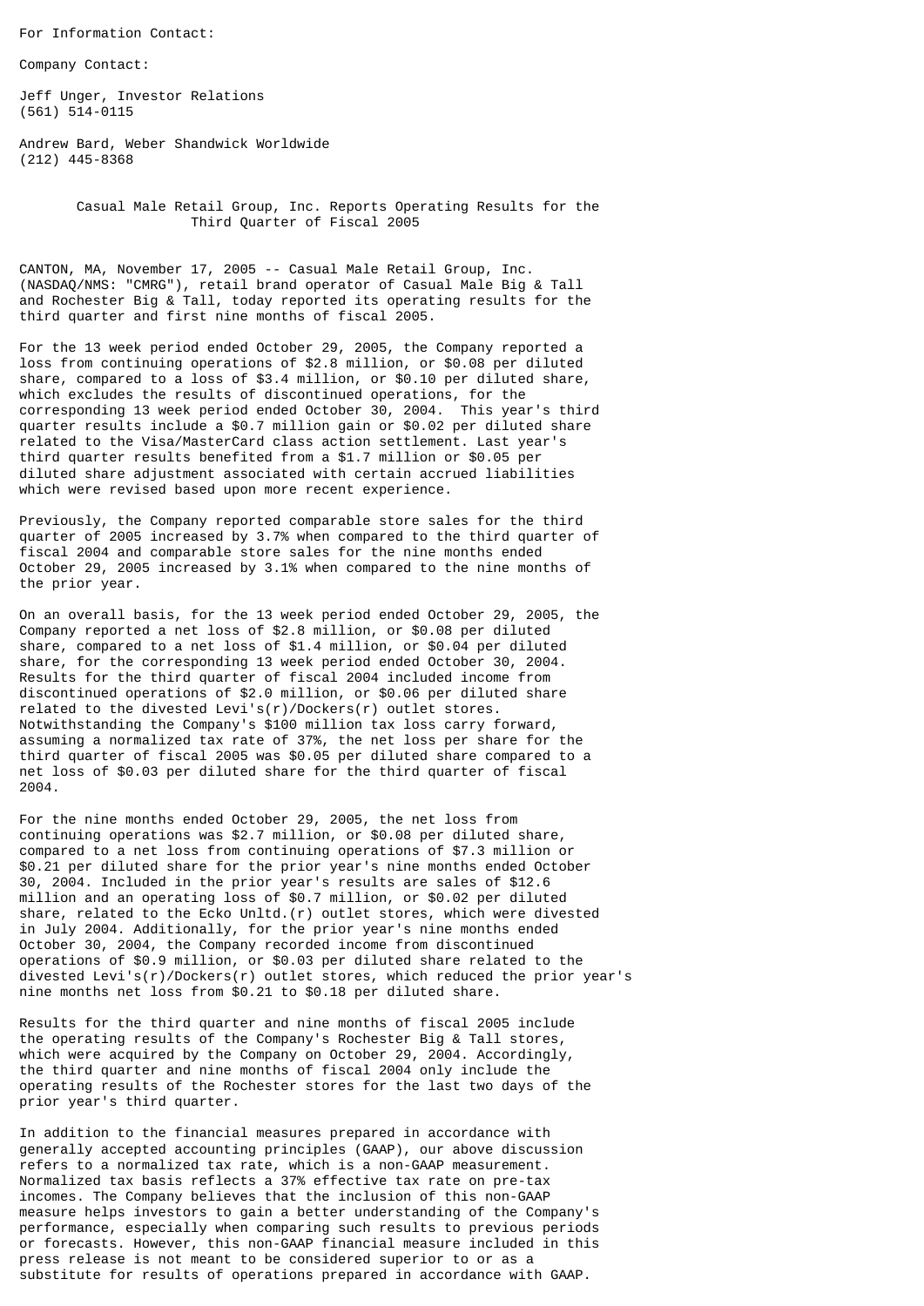For Information Contact:

Company Contact:

Jeff Unger, Investor Relations
(561) 514-0115

Andrew Bard, Weber Shandwick Worldwide
(212) 445-8368

## Casual Male Retail Group, Inc. Reports Operating Results for the Third Quarter of Fiscal 2005

CANTON, MA, November 17, 2005 -- Casual Male Retail Group, Inc. (NASDAQ/NMS: "CMRG"), retail brand operator of Casual Male Big & Tall and Rochester Big & Tall, today reported its operating results for the third quarter and first nine months of fiscal 2005.

For the 13 week period ended October 29, 2005, the Company reported a loss from continuing operations of $2.8 million, or $0.08 per diluted share, compared to a loss of $3.4 million, or $0.10 per diluted share, which excludes the results of discontinued operations, for the corresponding 13 week period ended October 30, 2004. This year's third quarter results include a $0.7 million gain or $0.02 per diluted share related to the Visa/MasterCard class action settlement. Last year's third quarter results benefited from a $1.7 million or $0.05 per diluted share adjustment associated with certain accrued liabilities which were revised based upon more recent experience.

Previously, the Company reported comparable store sales for the third quarter of 2005 increased by 3.7% when compared to the third quarter of fiscal 2004 and comparable store sales for the nine months ended October 29, 2005 increased by 3.1% when compared to the nine months of the prior year.

On an overall basis, for the 13 week period ended October 29, 2005, the Company reported a net loss of $2.8 million, or $0.08 per diluted share, compared to a net loss of $1.4 million, or $0.04 per diluted share, for the corresponding 13 week period ended October 30, 2004. Results for the third quarter of fiscal 2004 included income from discontinued operations of $2.0 million, or $0.06 per diluted share related to the divested Levi's(r)/Dockers(r) outlet stores. Notwithstanding the Company's $100 million tax loss carry forward, assuming a normalized tax rate of 37%, the net loss per share for the third quarter of fiscal 2005 was $0.05 per diluted share compared to a net loss of $0.03 per diluted share for the third quarter of fiscal 2004.

For the nine months ended October 29, 2005, the net loss from continuing operations was $2.7 million, or $0.08 per diluted share, compared to a net loss from continuing operations of $7.3 million or $0.21 per diluted share for the prior year's nine months ended October 30, 2004. Included in the prior year's results are sales of $12.6 million and an operating loss of $0.7 million, or $0.02 per diluted share, related to the Ecko Unltd.(r) outlet stores, which were divested in July 2004. Additionally, for the prior year's nine months ended October 30, 2004, the Company recorded income from discontinued operations of $0.9 million, or $0.03 per diluted share related to the divested Levi's(r)/Dockers(r) outlet stores, which reduced the prior year's nine months net loss from $0.21 to $0.18 per diluted share.

Results for the third quarter and nine months of fiscal 2005 include the operating results of the Company's Rochester Big & Tall stores, which were acquired by the Company on October 29, 2004. Accordingly, the third quarter and nine months of fiscal 2004 only include the operating results of the Rochester stores for the last two days of the prior year's third quarter.

In addition to the financial measures prepared in accordance with generally accepted accounting principles (GAAP), our above discussion refers to a normalized tax rate, which is a non-GAAP measurement. Normalized tax basis reflects a 37% effective tax rate on pre-tax incomes. The Company believes that the inclusion of this non-GAAP measure helps investors to gain a better understanding of the Company's performance, especially when comparing such results to previous periods or forecasts. However, this non-GAAP financial measure included in this press release is not meant to be considered superior to or as a substitute for results of operations prepared in accordance with GAAP.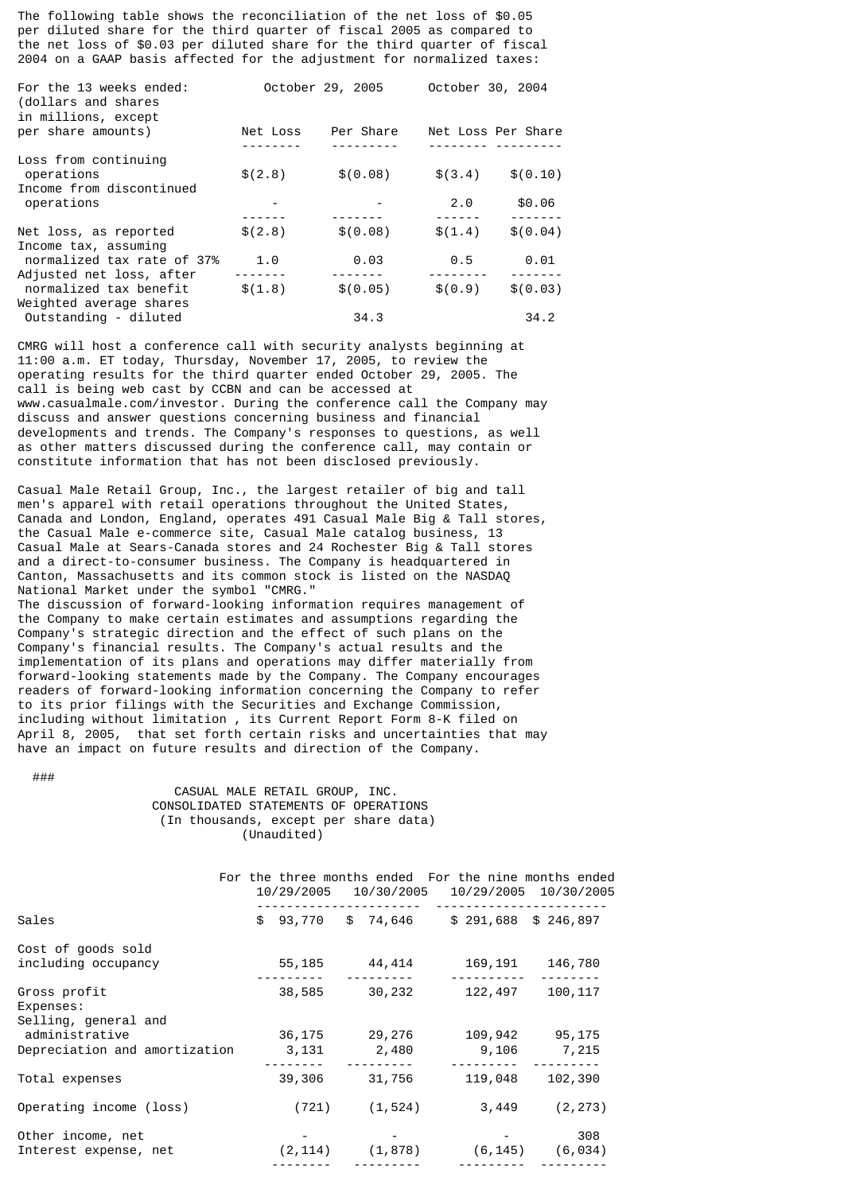The following table shows the reconciliation of the net loss of $0.05 per diluted share for the third quarter of fiscal 2005 as compared to the net loss of $0.03 per diluted share for the third quarter of fiscal 2004 on a GAAP basis affected for the adjustment for normalized taxes:

| For the 13 weeks ended: (dollars and shares in millions, except per share amounts) | October 29, 2005 Net Loss | October 29, 2005 Per Share | October 30, 2004 Net Loss | October 30, 2004 Per Share |
|---|---|---|---|---|
| Loss from continuing operations | $(2.8) | $(0.08) | $(3.4) | $(0.10) |
| Income from discontinued operations | - | - | 2.0 | $0.06 |
| Net loss, as reported | $(2.8) | $(0.08) | $(1.4) | $(0.04) |
| Income tax, assuming normalized tax rate of 37% | 1.0 | 0.03 | 0.5 | 0.01 |
| Adjusted net loss, after normalized tax benefit | $(1.8) | $(0.05) | $(0.9) | $(0.03) |
| Weighted average shares Outstanding - diluted | | 34.3 | | 34.2 |

CMRG will host a conference call with security analysts beginning at 11:00 a.m. ET today, Thursday, November 17, 2005, to review the operating results for the third quarter ended October 29, 2005. The call is being web cast by CCBN and can be accessed at www.casualmale.com/investor. During the conference call the Company may discuss and answer questions concerning business and financial developments and trends. The Company's responses to questions, as well as other matters discussed during the conference call, may contain or constitute information that has not been disclosed previously.

Casual Male Retail Group, Inc., the largest retailer of big and tall men's apparel with retail operations throughout the United States, Canada and London, England, operates 491 Casual Male Big & Tall stores, the Casual Male e-commerce site, Casual Male catalog business, 13 Casual Male at Sears-Canada stores and 24 Rochester Big & Tall stores and a direct-to-consumer business. The Company is headquartered in Canton, Massachusetts and its common stock is listed on the NASDAQ National Market under the symbol "CMRG."

The discussion of forward-looking information requires management of the Company to make certain estimates and assumptions regarding the Company's strategic direction and the effect of such plans on the Company's financial results. The Company's actual results and the implementation of its plans and operations may differ materially from forward-looking statements made by the Company. The Company encourages readers of forward-looking information concerning the Company to refer to its prior filings with the Securities and Exchange Commission, including without limitation , its Current Report Form 8-K filed on April 8, 2005, that set forth certain risks and uncertainties that may have an impact on future results and direction of the Company.

###

CASUAL MALE RETAIL GROUP, INC.
CONSOLIDATED STATEMENTS OF OPERATIONS
(In thousands, except per share data)
(Unaudited)

| | For the three months ended 10/29/2005 | For the three months ended 10/30/2005 | For the nine months ended 10/29/2005 | For the nine months ended 10/30/2005 |
|---|---|---|---|---|
| Sales | $ 93,770 | $ 74,646 | $ 291,688 | $ 246,897 |
| Cost of goods sold including occupancy | 55,185 | 44,414 | 169,191 | 146,780 |
| Gross profit | 38,585 | 30,232 | 122,497 | 100,117 |
| Expenses: | | | | |
| Selling, general and administrative | 36,175 | 29,276 | 109,942 | 95,175 |
| Depreciation and amortization | 3,131 | 2,480 | 9,106 | 7,215 |
| Total expenses | 39,306 | 31,756 | 119,048 | 102,390 |
| Operating income (loss) | (721) | (1,524) | 3,449 | (2,273) |
| Other income, net | - | - | - | 308 |
| Interest expense, net | (2,114) | (1,878) | (6,145) | (6,034) |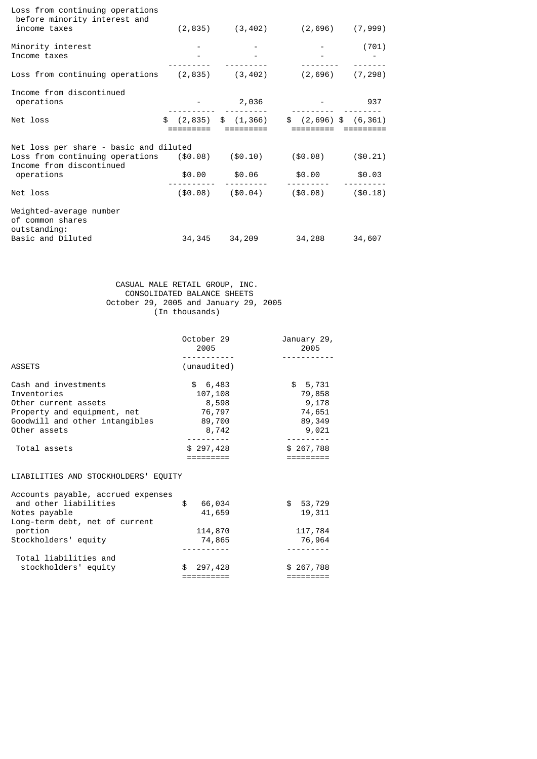| | | | | |
|---|---|---|---|---|
| Loss from continuing operations before minority interest and income taxes | (2,835) | (3,402) | (2,696) | (7,999) |
| Minority interest | - | - | - | (701) |
| Income taxes | - | - | - | - |
| Loss from continuing operations | (2,835) | (3,402) | (2,696) | (7,298) |
| Income from discontinued operations | - | 2,036 | - | 937 |
| Net loss | $ (2,835) | $ (1,366) | $ (2,696) | $ (6,361) |
| Net loss per share - basic and diluted | | | | |
| Loss from continuing operations | ($0.08) | ($0.10) | ($0.08) | ($0.21) |
| Income from discontinued operations | $0.00 | $0.06 | $0.00 | $0.03 |
| Net loss | ($0.08) | ($0.04) | ($0.08) | ($0.18) |
| Weighted-average number of common shares outstanding: | | | | |
| Basic and Diluted | 34,345 | 34,209 | 34,288 | 34,607 |

CASUAL MALE RETAIL GROUP, INC.
CONSOLIDATED BALANCE SHEETS
October 29, 2005 and January 29, 2005
(In thousands)

| | October 29 2005 | January 29, 2005 |
|---|---|---|
| ASSETS | (unaudited) | |
| Cash and investments | $ 6,483 | $ 5,731 |
| Inventories | 107,108 | 79,858 |
| Other current assets | 8,598 | 9,178 |
| Property and equipment, net | 76,797 | 74,651 |
| Goodwill and other intangibles | 89,700 | 89,349 |
| Other assets | 8,742 | 9,021 |
| Total assets | $ 297,428 | $ 267,788 |
| LIABILITIES AND STOCKHOLDERS' EQUITY | | |
| Accounts payable, accrued expenses and other liabilities | $ 66,034 | $ 53,729 |
| Notes payable | 41,659 | 19,311 |
| Long-term debt, net of current portion | 114,870 | 117,784 |
| Stockholders' equity | 74,865 | 76,964 |
| Total liabilities and stockholders' equity | $ 297,428 | $ 267,788 |